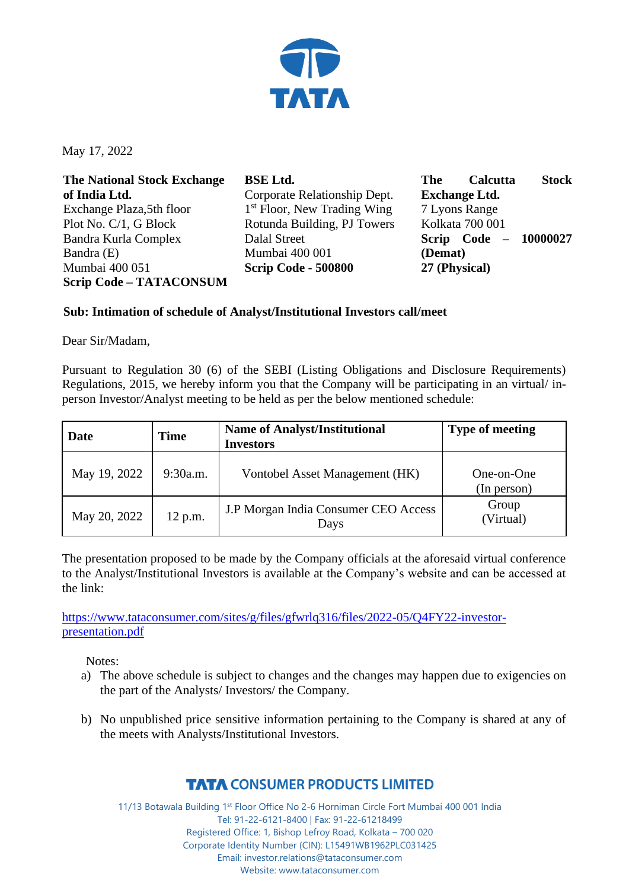May 17, 2022

**The National Stock Exchange of India Ltd.**
Exchange Plaza,5th floor
Plot No. C/1, G Block
Bandra Kurla Complex
Bandra (E)
Mumbai 400 051
**Scrip Code – TATACONSUM**

**BSE Ltd.**
Corporate Relationship Dept.
1st Floor, New Trading Wing
Rotunda Building, PJ Towers
Dalal Street
Mumbai 400 001
**Scrip Code - 500800**

**The Calcutta Stock Exchange Ltd.**
7 Lyons Range
Kolkata 700 001
**Scrip Code – 10000027 (Demat)**
**27 (Physical)**

**Sub: Intimation of schedule of Analyst/Institutional Investors call/meet**

Dear Sir/Madam,

Pursuant to Regulation 30 (6) of the SEBI (Listing Obligations and Disclosure Requirements) Regulations, 2015, we hereby inform you that the Company will be participating in an virtual/ in-person Investor/Analyst meeting to be held as per the below mentioned schedule:

| Date | Time | Name of Analyst/Institutional Investors | Type of meeting |
|---|---|---|---|
| May 19, 2022 | 9:30a.m. | Vontobel Asset Management (HK) | One-on-One (In person) |
| May 20, 2022 | 12 p.m. | J.P Morgan India Consumer CEO Access Days | Group (Virtual) |

The presentation proposed to be made by the Company officials at the aforesaid virtual conference to the Analyst/Institutional Investors is available at the Company's website and can be accessed at the link:

https://www.tataconsumer.com/sites/g/files/gfwrlq316/files/2022-05/Q4FY22-investor-presentation.pdf

Notes:

a) The above schedule is subject to changes and the changes may happen due to exigencies on the part of the Analysts/ Investors/ the Company.

b) No unpublished price sensitive information pertaining to the Company is shared at any of the meets with Analysts/Institutional Investors.

**TATA CONSUMER PRODUCTS LIMITED**

11/13 Botawala Building 1st Floor Office No 2-6 Horniman Circle Fort Mumbai 400 001 India
Tel: 91-22-6121-8400 | Fax: 91-22-61218499
Registered Office: 1, Bishop Lefroy Road, Kolkata – 700 020
Corporate Identity Number (CIN): L15491WB1962PLC031425
Email: investor.relations@tataconsumer.com
Website: www.tataconsumer.com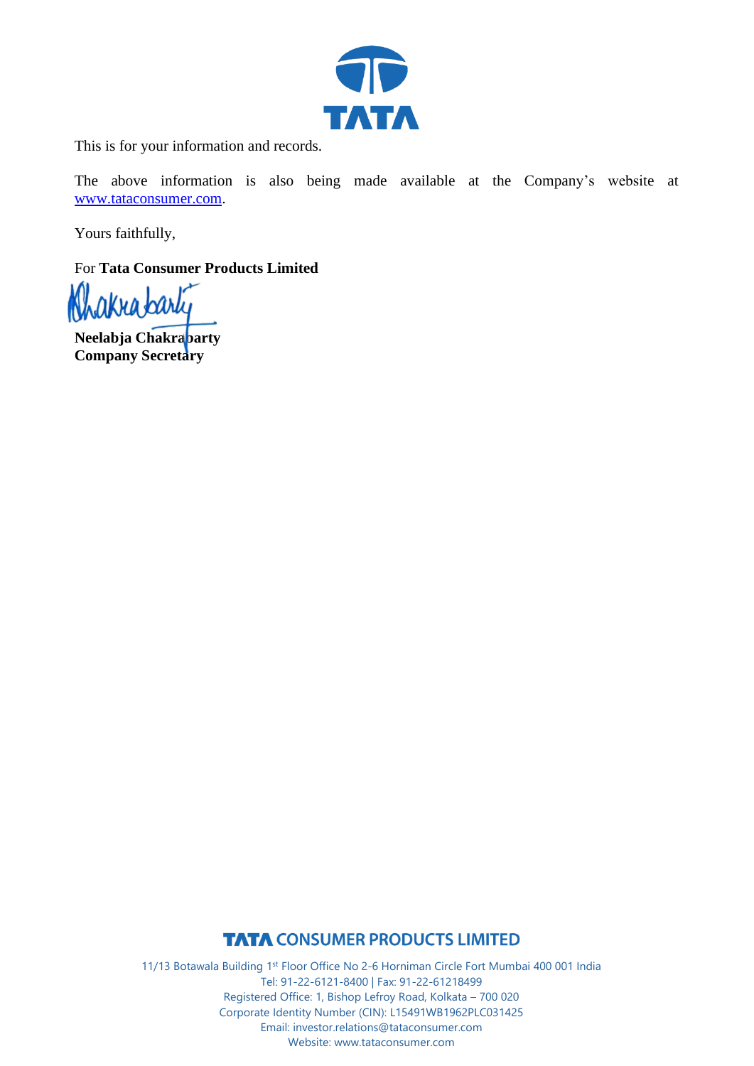This is for your information and records.

The above information is also being made available at the Company's website at www.tataconsumer.com.

Yours faithfully,

For **Tata Consumer Products Limited**

**Neelabja Chakrabarty**
**Company Secretary**

**TATA CONSUMER PRODUCTS LIMITED**

11/13 Botawala Building 1st Floor Office No 2-6 Horniman Circle Fort Mumbai 400 001 India
Tel: 91-22-6121-8400 | Fax: 91-22-61218499
Registered Office: 1, Bishop Lefroy Road, Kolkata – 700 020
Corporate Identity Number (CIN): L15491WB1962PLC031425
Email: investor.relations@tataconsumer.com
Website: www.tataconsumer.com